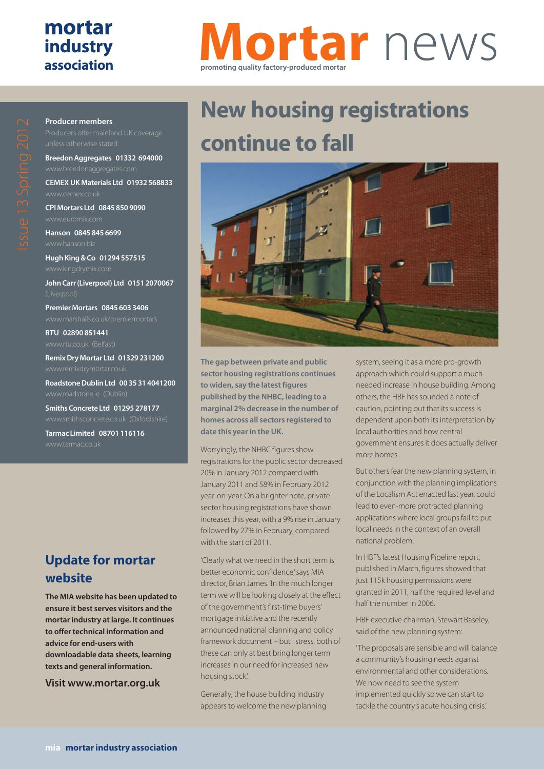# mortar industry association

# Mortar news

promoting quality factory-produced mortar

Issue 13 Spring 2012

**Producer members**

Producers offer mainland UK coverage unless otherwise stated

**Breedon Aggregates 01332 694000**
www.breedonaggregates.com

**CEMEX UK Materials Ltd 01932 568833**
www.cemex.co.uk

**CPI Mortars Ltd 0845 850 9090**
www.euromix.com

**Hanson 0845 845 6699**
www.hanson.biz

**Hugh King & Co 01294 557515**
www.kingdrymix.com

**John Carr (Liverpool) Ltd 0151 2070067**
(Liverpool)

**Premier Mortars 0845 603 3406**
www.marshalls.co.uk/premiermortars

**RTU 02890 851441**
www.rtu.co.uk (Belfast)

**Remix Dry Mortar Ltd 01329 231200**
www.remixdrymortar.co.uk

**Roadstone Dublin Ltd 00 35 31 4041200**
www.roadstone.ie (Dublin)

**Smiths Concrete Ltd 01295 278177**
www.smithsconcrete.co.uk (Oxfordshire)

**Tarmac Limited 08701 116116**
www.tarmac.co.uk

## New housing registrations continue to fall

**The gap between private and public sector housing registrations continues to widen, say the latest figures published by the NHBC, leading to a marginal 2% decrease in the number of homes across all sectors registered to date this year in the UK.**

Worryingly, the NHBC figures show registrations for the public sector decreased 20% in January 2012 compared with January 2011 and 58% in February 2012 year-on-year. On a brighter note, private sector housing registrations have shown increases this year, with a 9% rise in January followed by 27% in February, compared with the start of 2011.

'Clearly what we need in the short term is better economic confidence,' says MIA director, Brian James. 'In the much longer term we will be looking closely at the effect of the government's first-time buyers' mortgage initiative and the recently announced national planning and policy framework document – but I stress, both of these can only at best bring longer term increases in our need for increased new housing stock.'

Generally, the house building industry appears to welcome the new planning system, seeing it as a more pro-growth approach which could support a much needed increase in house building. Among others, the HBF has sounded a note of caution, pointing out that its success is dependent upon both its interpretation by local authorities and how central government ensures it does actually deliver more homes.

But others fear the new planning system, in conjunction with the planning implications of the Localism Act enacted last year, could lead to even-more protracted planning applications where local groups fail to put local needs in the context of an overall national problem.

In HBF's latest Housing Pipeline report, published in March, figures showed that just 115k housing permissions were granted in 2011, half the required level and half the number in 2006.

HBF executive chairman, Stewart Baseley, said of the new planning system:

'The proposals are sensible and will balance a community's housing needs against environmental and other considerations. We now need to see the system implemented quickly so we can start to tackle the country's acute housing crisis.'

## Update for mortar website

**The MIA website has been updated to ensure it best serves visitors and the mortar industry at large. It continues to offer technical information and advice for end-users with downloadable data sheets, learning texts and general information.**

**Visit www.mortar.org.uk**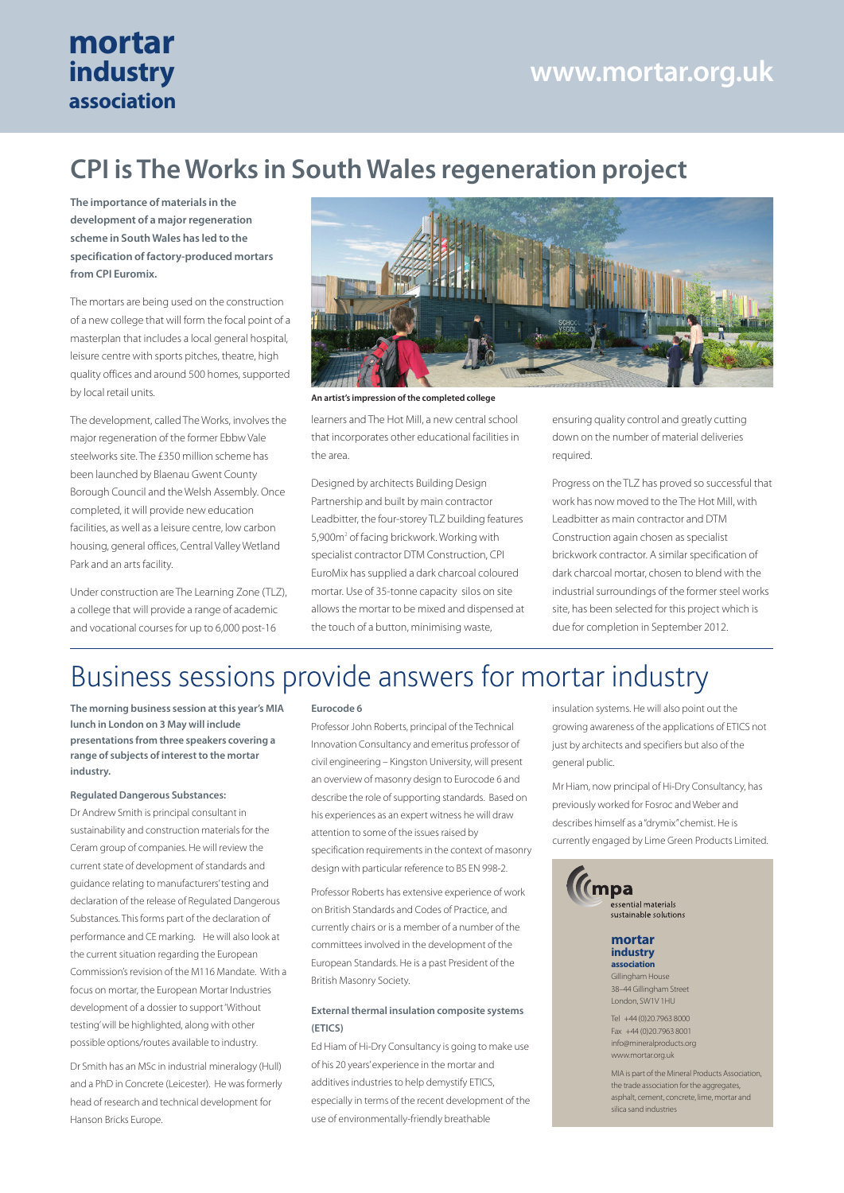# CPI is The Works in South Wales regeneration project

**The importance of materials in the development of a major regeneration scheme in South Wales has led to the specification of factory-produced mortars from CPI Euromix.**

The mortars are being used on the construction of a new college that will form the focal point of a masterplan that includes a local general hospital, leisure centre with sports pitches, theatre, high quality offices and around 500 homes, supported by local retail units.

The development, called The Works, involves the major regeneration of the former Ebbw Vale steelworks site. The £350 million scheme has been launched by Blaenau Gwent County Borough Council and the Welsh Assembly. Once completed, it will provide new education facilities, as well as a leisure centre, low carbon housing, general offices, Central Valley Wetland Park and an arts facility.

Under construction are The Learning Zone (TLZ), a college that will provide a range of academic and vocational courses for up to 6,000 post-16 learners and The Hot Mill, a new central school that incorporates other educational facilities in the area.

An artist's impression of the completed college

Designed by architects Building Design Partnership and built by main contractor Leadbitter, the four-storey TLZ building features 5,900m[2] of facing brickwork. Working with specialist contractor DTM Construction, CPI EuroMix has supplied a dark charcoal coloured mortar. Use of 35-tonne capacity silos on site allows the mortar to be mixed and dispensed at the touch of a button, minimising waste, ensuring quality control and greatly cutting down on the number of material deliveries required.

Progress on the TLZ has proved so successful that work has now moved to the The Hot Mill, with Leadbitter as main contractor and DTM Construction again chosen as specialist brickwork contractor. A similar specification of dark charcoal mortar, chosen to blend with the industrial surroundings of the former steel works site, has been selected for this project which is due for completion in September 2012.

# Business sessions provide answers for mortar industry

**The morning business session at this year's MIA lunch in London on 3 May will include presentations from three speakers covering a range of subjects of interest to the mortar industry.**

**Regulated Dangerous Substances:**
Dr Andrew Smith is principal consultant in sustainability and construction materials for the Ceram group of companies. He will review the current state of development of standards and guidance relating to manufacturers' testing and declaration of the release of Regulated Dangerous Substances. This forms part of the declaration of performance and CE marking. He will also look at the current situation regarding the European Commission's revision of the M116 Mandate. With a focus on mortar, the European Mortar Industries development of a dossier to support 'Without testing' will be highlighted, along with other possible options/routes available to industry.

Dr Smith has an MSc in industrial mineralogy (Hull) and a PhD in Concrete (Leicester). He was formerly head of research and technical development for Hanson Bricks Europe.

**Eurocode 6**

Professor John Roberts, principal of the Technical Innovation Consultancy and emeritus professor of civil engineering – Kingston University, will present an overview of masonry design to Eurocode 6 and describe the role of supporting standards. Based on his experiences as an expert witness he will draw attention to some of the issues raised by specification requirements in the context of masonry design with particular reference to BS EN 998-2.

Professor Roberts has extensive experience of work on British Standards and Codes of Practice, and currently chairs or is a member of a number of the committees involved in the development of the European Standards. He is a past President of the British Masonry Society.

**External thermal insulation composite systems (ETICS)**

Ed Hiam of Hi-Dry Consultancy is going to make use of his 20 years' experience in the mortar and additives industries to help demystify ETICS, especially in terms of the recent development of the use of environmentally-friendly breathable insulation systems. He will also point out the growing awareness of the applications of ETICS not just by architects and specifiers but also of the general public.

Mr Hiam, now principal of Hi-Dry Consultancy, has previously worked for Fosroc and Weber and describes himself as a "drymix" chemist. He is currently engaged by Lime Green Products Limited.

mpa
essential materials
sustainable solutions

**mortar industry association**
Gillingham House
38–44 Gillingham Street
London, SW1V 1HU

Tel +44 (0)20 7963 8000
Fax +44 (0)20 7963 8001
info@mineralproducts.org
www.mortar.org.uk

MIA is part of the Mineral Products Association, the trade association for the aggregates, asphalt, cement, concrete, lime, mortar and silica sand industries